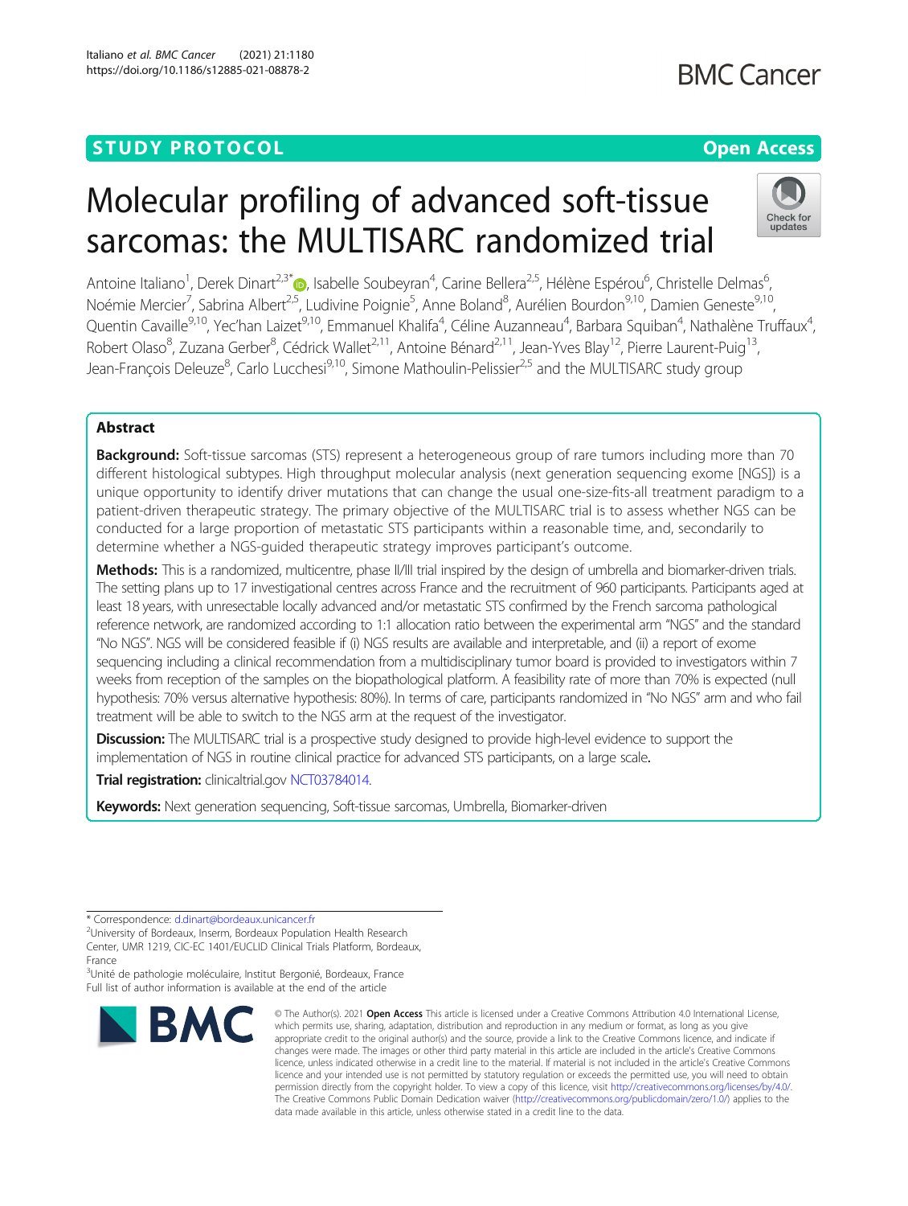STUDY PROTOCOL

Open Access

# Molecular profiling of advanced soft-tissue sarcomas: the MULTISARC randomized trial

Antoine Italiano[1], Derek Dinart[2,3*], Isabelle Soubeyran[4], Carine Bellera[2,5], Hélène Espérou[6], Christelle Delmas[6], Noémie Mercier[7], Sabrina Albert[2,5], Ludivine Poignie[5], Anne Boland[8], Aurélien Bourdon[9,10], Damien Geneste[9,10], Quentin Cavaille[9,10], Yec'han Laizet[9,10], Emmanuel Khalifa[4], Céline Auzanneau[4], Barbara Squiban[4], Nathalène Truffaux[4], Robert Olaso[8], Zuzana Gerber[8], Cédrick Wallet[2,11], Antoine Bénard[2,11], Jean-Yves Blay[12], Pierre Laurent-Puig[13], Jean-François Deleuze[8], Carlo Lucchesi[9,10], Simone Mathoulin-Pelissier[2,5] and the MULTISARC study group

## Abstract

**Background:** Soft-tissue sarcomas (STS) represent a heterogeneous group of rare tumors including more than 70 different histological subtypes. High throughput molecular analysis (next generation sequencing exome [NGS]) is a unique opportunity to identify driver mutations that can change the usual one-size-fits-all treatment paradigm to a patient-driven therapeutic strategy. The primary objective of the MULTISARC trial is to assess whether NGS can be conducted for a large proportion of metastatic STS participants within a reasonable time, and, secondarily to determine whether a NGS-guided therapeutic strategy improves participant's outcome.

**Methods:** This is a randomized, multicentre, phase II/III trial inspired by the design of umbrella and biomarker-driven trials. The setting plans up to 17 investigational centres across France and the recruitment of 960 participants. Participants aged at least 18 years, with unresectable locally advanced and/or metastatic STS confirmed by the French sarcoma pathological reference network, are randomized according to 1:1 allocation ratio between the experimental arm "NGS" and the standard "No NGS". NGS will be considered feasible if (i) NGS results are available and interpretable, and (ii) a report of exome sequencing including a clinical recommendation from a multidisciplinary tumor board is provided to investigators within 7 weeks from reception of the samples on the biopathological platform. A feasibility rate of more than 70% is expected (null hypothesis: 70% versus alternative hypothesis: 80%). In terms of care, participants randomized in "No NGS" arm and who fail treatment will be able to switch to the NGS arm at the request of the investigator.

**Discussion:** The MULTISARC trial is a prospective study designed to provide high-level evidence to support the implementation of NGS in routine clinical practice for advanced STS participants, on a large scale.

**Trial registration:** clinicaltrial.gov NCT03784014.

**Keywords:** Next generation sequencing, Soft-tissue sarcomas, Umbrella, Biomarker-driven

---

* Correspondence: d.dinart@bordeaux.unicancer.fr
[2]University of Bordeaux, Inserm, Bordeaux Population Health Research Center, UMR 1219, CIC-EC 1401/EUCLID Clinical Trials Platform, Bordeaux, France
[3]Unité de pathologie moléculaire, Institut Bergonié, Bordeaux, France
Full list of author information is available at the end of the article

© The Author(s). 2021 **Open Access** This article is licensed under a Creative Commons Attribution 4.0 International License, which permits use, sharing, adaptation, distribution and reproduction in any medium or format, as long as you give appropriate credit to the original author(s) and the source, provide a link to the Creative Commons licence, and indicate if changes were made. The images or other third party material in this article are included in the article's Creative Commons licence, unless indicated otherwise in a credit line to the material. If material is not included in the article's Creative Commons licence and your intended use is not permitted by statutory regulation or exceeds the permitted use, you will need to obtain permission directly from the copyright holder. To view a copy of this licence, visit http://creativecommons.org/licenses/by/4.0/. The Creative Commons Public Domain Dedication waiver (http://creativecommons.org/publicdomain/zero/1.0/) applies to the data made available in this article, unless otherwise stated in a credit line to the data.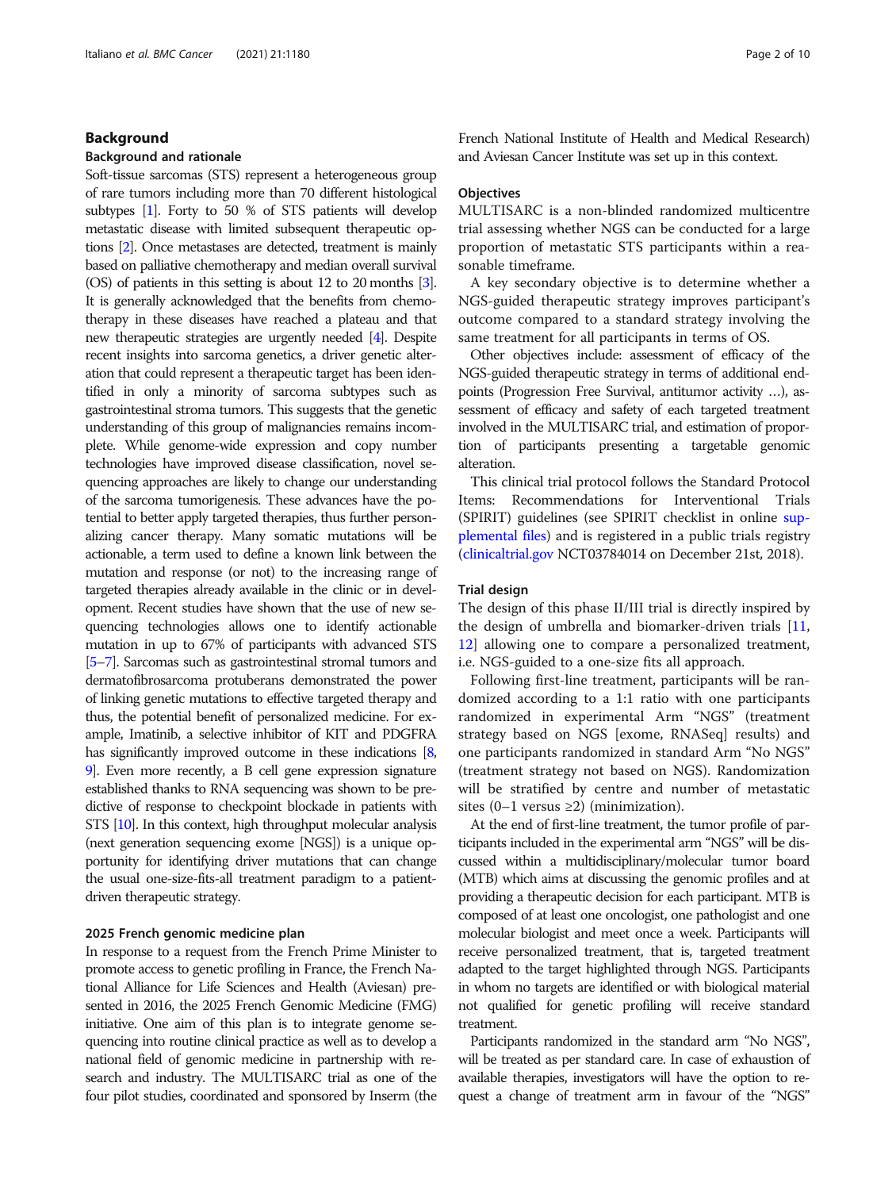## Background

### Background and rationale

Soft-tissue sarcomas (STS) represent a heterogeneous group of rare tumors including more than 70 different histological subtypes [1]. Forty to 50 % of STS patients will develop metastatic disease with limited subsequent therapeutic options [2]. Once metastases are detected, treatment is mainly based on palliative chemotherapy and median overall survival (OS) of patients in this setting is about 12 to 20 months [3]. It is generally acknowledged that the benefits from chemotherapy in these diseases have reached a plateau and that new therapeutic strategies are urgently needed [4]. Despite recent insights into sarcoma genetics, a driver genetic alteration that could represent a therapeutic target has been identified in only a minority of sarcoma subtypes such as gastrointestinal stroma tumors. This suggests that the genetic understanding of this group of malignancies remains incomplete. While genome-wide expression and copy number technologies have improved disease classification, novel sequencing approaches are likely to change our understanding of the sarcoma tumorigenesis. These advances have the potential to better apply targeted therapies, thus further personalizing cancer therapy. Many somatic mutations will be actionable, a term used to define a known link between the mutation and response (or not) to the increasing range of targeted therapies already available in the clinic or in development. Recent studies have shown that the use of new sequencing technologies allows one to identify actionable mutation in up to 67% of participants with advanced STS [5–7]. Sarcomas such as gastrointestinal stromal tumors and dermatofibrosarcoma protuberans demonstrated the power of linking genetic mutations to effective targeted therapy and thus, the potential benefit of personalized medicine. For example, Imatinib, a selective inhibitor of KIT and PDGFRA has significantly improved outcome in these indications [8, 9]. Even more recently, a B cell gene expression signature established thanks to RNA sequencing was shown to be predictive of response to checkpoint blockade in patients with STS [10]. In this context, high throughput molecular analysis (next generation sequencing exome [NGS]) is a unique opportunity for identifying driver mutations that can change the usual one-size-fits-all treatment paradigm to a patient-driven therapeutic strategy.

### 2025 French genomic medicine plan

In response to a request from the French Prime Minister to promote access to genetic profiling in France, the French National Alliance for Life Sciences and Health (Aviesan) presented in 2016, the 2025 French Genomic Medicine (FMG) initiative. One aim of this plan is to integrate genome sequencing into routine clinical practice as well as to develop a national field of genomic medicine in partnership with research and industry. The MULTISARC trial as one of the four pilot studies, coordinated and sponsored by Inserm (the French National Institute of Health and Medical Research) and Aviesan Cancer Institute was set up in this context.

### Objectives

MULTISARC is a non-blinded randomized multicentre trial assessing whether NGS can be conducted for a large proportion of metastatic STS participants within a reasonable timeframe.

A key secondary objective is to determine whether a NGS-guided therapeutic strategy improves participant's outcome compared to a standard strategy involving the same treatment for all participants in terms of OS.

Other objectives include: assessment of efficacy of the NGS-guided therapeutic strategy in terms of additional endpoints (Progression Free Survival, antitumor activity …), assessment of efficacy and safety of each targeted treatment involved in the MULTISARC trial, and estimation of proportion of participants presenting a targetable genomic alteration.

This clinical trial protocol follows the Standard Protocol Items: Recommendations for Interventional Trials (SPIRIT) guidelines (see SPIRIT checklist in online supplemental files) and is registered in a public trials registry (clinicaltrial.gov NCT03784014 on December 21st, 2018).

### Trial design

The design of this phase II/III trial is directly inspired by the design of umbrella and biomarker-driven trials [11, 12] allowing one to compare a personalized treatment, i.e. NGS-guided to a one-size fits all approach.

Following first-line treatment, participants will be randomized according to a 1:1 ratio with one participants randomized in experimental Arm "NGS" (treatment strategy based on NGS [exome, RNASeq] results) and one participants randomized in standard Arm "No NGS" (treatment strategy not based on NGS). Randomization will be stratified by centre and number of metastatic sites (0–1 versus ≥2) (minimization).

At the end of first-line treatment, the tumor profile of participants included in the experimental arm "NGS" will be discussed within a multidisciplinary/molecular tumor board (MTB) which aims at discussing the genomic profiles and at providing a therapeutic decision for each participant. MTB is composed of at least one oncologist, one pathologist and one molecular biologist and meet once a week. Participants will receive personalized treatment, that is, targeted treatment adapted to the target highlighted through NGS. Participants in whom no targets are identified or with biological material not qualified for genetic profiling will receive standard treatment.

Participants randomized in the standard arm "No NGS", will be treated as per standard care. In case of exhaustion of available therapies, investigators will have the option to request a change of treatment arm in favour of the "NGS"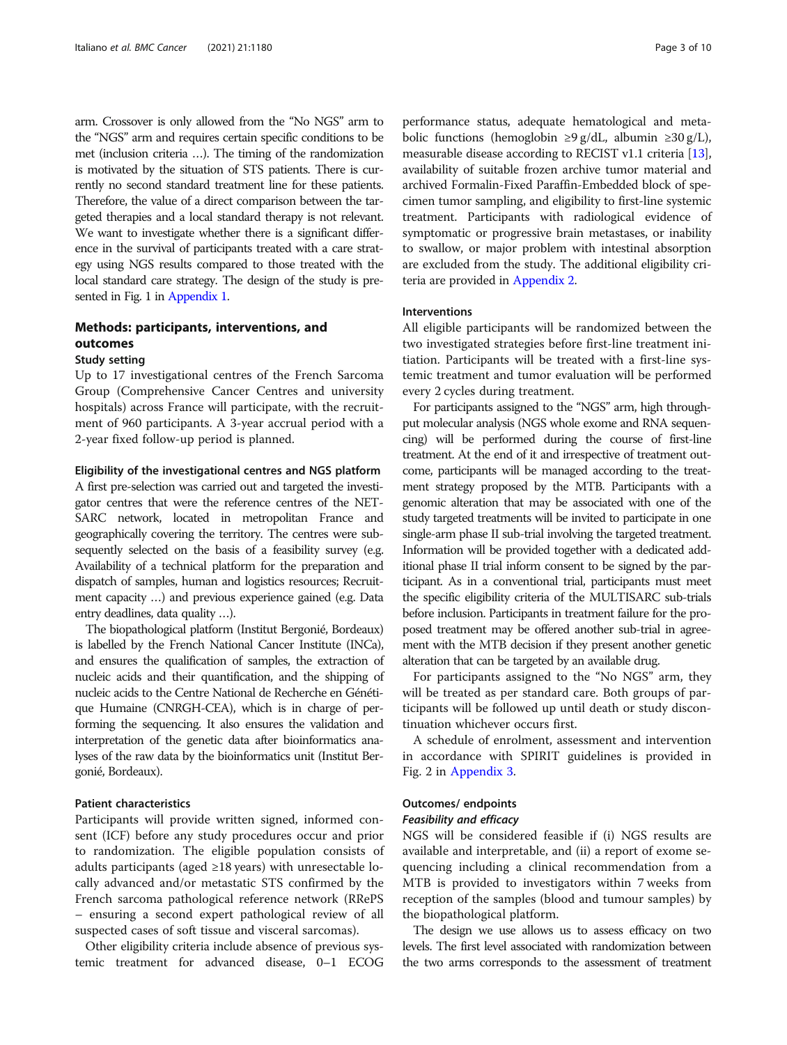arm. Crossover is only allowed from the "No NGS" arm to the "NGS" arm and requires certain specific conditions to be met (inclusion criteria …). The timing of the randomization is motivated by the situation of STS patients. There is currently no second standard treatment line for these patients. Therefore, the value of a direct comparison between the targeted therapies and a local standard therapy is not relevant. We want to investigate whether there is a significant difference in the survival of participants treated with a care strategy using NGS results compared to those treated with the local standard care strategy. The design of the study is presented in Fig. 1 in Appendix 1.

## Methods: participants, interventions, and outcomes

### Study setting

Up to 17 investigational centres of the French Sarcoma Group (Comprehensive Cancer Centres and university hospitals) across France will participate, with the recruitment of 960 participants. A 3-year accrual period with a 2-year fixed follow-up period is planned.

### Eligibility of the investigational centres and NGS platform

A first pre-selection was carried out and targeted the investigator centres that were the reference centres of the NETSARC network, located in metropolitan France and geographically covering the territory. The centres were subsequently selected on the basis of a feasibility survey (e.g. Availability of a technical platform for the preparation and dispatch of samples, human and logistics resources; Recruitment capacity …) and previous experience gained (e.g. Data entry deadlines, data quality …).

The biopathological platform (Institut Bergonié, Bordeaux) is labelled by the French National Cancer Institute (INCa), and ensures the qualification of samples, the extraction of nucleic acids and their quantification, and the shipping of nucleic acids to the Centre National de Recherche en Génétique Humaine (CNRGH-CEA), which is in charge of performing the sequencing. It also ensures the validation and interpretation of the genetic data after bioinformatics analyses of the raw data by the bioinformatics unit (Institut Bergonié, Bordeaux).

### Patient characteristics

Participants will provide written signed, informed consent (ICF) before any study procedures occur and prior to randomization. The eligible population consists of adults participants (aged ≥18 years) with unresectable locally advanced and/or metastatic STS confirmed by the French sarcoma pathological reference network (RRePS – ensuring a second expert pathological review of all suspected cases of soft tissue and visceral sarcomas).

Other eligibility criteria include absence of previous systemic treatment for advanced disease, 0–1 ECOG performance status, adequate hematological and metabolic functions (hemoglobin ≥9 g/dL, albumin ≥30 g/L), measurable disease according to RECIST v1.1 criteria [13], availability of suitable frozen archive tumor material and archived Formalin-Fixed Paraffin-Embedded block of specimen tumor sampling, and eligibility to first-line systemic treatment. Participants with radiological evidence of symptomatic or progressive brain metastases, or inability to swallow, or major problem with intestinal absorption are excluded from the study. The additional eligibility criteria are provided in Appendix 2.

### Interventions

All eligible participants will be randomized between the two investigated strategies before first-line treatment initiation. Participants will be treated with a first-line systemic treatment and tumor evaluation will be performed every 2 cycles during treatment.

For participants assigned to the "NGS" arm, high throughput molecular analysis (NGS whole exome and RNA sequencing) will be performed during the course of first-line treatment. At the end of it and irrespective of treatment outcome, participants will be managed according to the treatment strategy proposed by the MTB. Participants with a genomic alteration that may be associated with one of the study targeted treatments will be invited to participate in one single-arm phase II sub-trial involving the targeted treatment. Information will be provided together with a dedicated additional phase II trial inform consent to be signed by the participant. As in a conventional trial, participants must meet the specific eligibility criteria of the MULTISARC sub-trials before inclusion. Participants in treatment failure for the proposed treatment may be offered another sub-trial in agreement with the MTB decision if they present another genetic alteration that can be targeted by an available drug.

For participants assigned to the "No NGS" arm, they will be treated as per standard care. Both groups of participants will be followed up until death or study discontinuation whichever occurs first.

A schedule of enrolment, assessment and intervention in accordance with SPIRIT guidelines is provided in Fig. 2 in Appendix 3.

### Outcomes/ endpoints

#### *Feasibility and efficacy*

NGS will be considered feasible if (i) NGS results are available and interpretable, and (ii) a report of exome sequencing including a clinical recommendation from a MTB is provided to investigators within 7 weeks from reception of the samples (blood and tumour samples) by the biopathological platform.

The design we use allows us to assess efficacy on two levels. The first level associated with randomization between the two arms corresponds to the assessment of treatment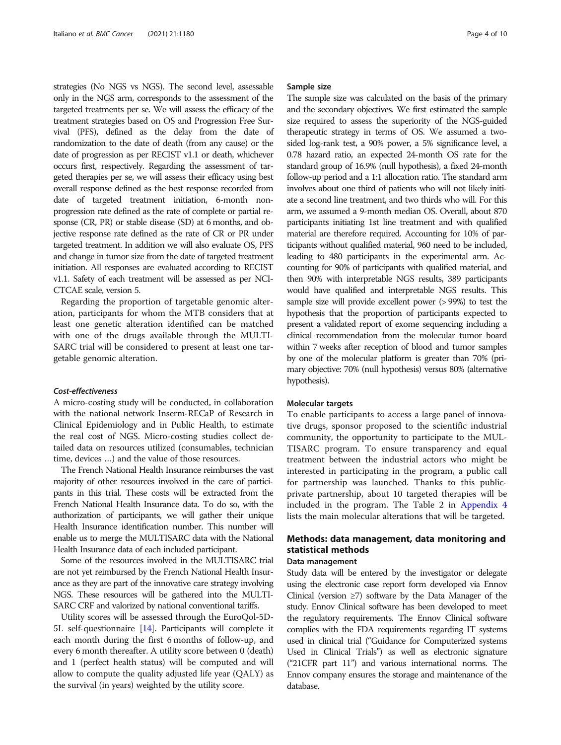strategies (No NGS vs NGS). The second level, assessable only in the NGS arm, corresponds to the assessment of the targeted treatments per se. We will assess the efficacy of the treatment strategies based on OS and Progression Free Survival (PFS), defined as the delay from the date of randomization to the date of death (from any cause) or the date of progression as per RECIST v1.1 or death, whichever occurs first, respectively. Regarding the assessment of targeted therapies per se, we will assess their efficacy using best overall response defined as the best response recorded from date of targeted treatment initiation, 6-month non-progression rate defined as the rate of complete or partial response (CR, PR) or stable disease (SD) at 6 months, and objective response rate defined as the rate of CR or PR under targeted treatment. In addition we will also evaluate OS, PFS and change in tumor size from the date of targeted treatment initiation. All responses are evaluated according to RECIST v1.1. Safety of each treatment will be assessed as per NCI-CTCAE scale, version 5.

Regarding the proportion of targetable genomic alteration, participants for whom the MTB considers that at least one genetic alteration identified can be matched with one of the drugs available through the MULTISARC trial will be considered to present at least one targetable genomic alteration.

#### *Cost-effectiveness*

A micro-costing study will be conducted, in collaboration with the national network Inserm-RECaP of Research in Clinical Epidemiology and in Public Health, to estimate the real cost of NGS. Micro-costing studies collect detailed data on resources utilized (consumables, technician time, devices …) and the value of those resources.

The French National Health Insurance reimburses the vast majority of other resources involved in the care of participants in this trial. These costs will be extracted from the French National Health Insurance data. To do so, with the authorization of participants, we will gather their unique Health Insurance identification number. This number will enable us to merge the MULTISARC data with the National Health Insurance data of each included participant.

Some of the resources involved in the MULTISARC trial are not yet reimbursed by the French National Health Insurance as they are part of the innovative care strategy involving NGS. These resources will be gathered into the MULTISARC CRF and valorized by national conventional tariffs.

Utility scores will be assessed through the EuroQol-5D-5L self-questionnaire [14]. Participants will complete it each month during the first 6 months of follow-up, and every 6 month thereafter. A utility score between 0 (death) and 1 (perfect health status) will be computed and will allow to compute the quality adjusted life year (QALY) as the survival (in years) weighted by the utility score.

### Sample size

The sample size was calculated on the basis of the primary and the secondary objectives. We first estimated the sample size required to assess the superiority of the NGS-guided therapeutic strategy in terms of OS. We assumed a two-sided log-rank test, a 90% power, a 5% significance level, a 0.78 hazard ratio, an expected 24-month OS rate for the standard group of 16.9% (null hypothesis), a fixed 24-month follow-up period and a 1:1 allocation ratio. The standard arm involves about one third of patients who will not likely initiate a second line treatment, and two thirds who will. For this arm, we assumed a 9-month median OS. Overall, about 870 participants initiating 1st line treatment and with qualified material are therefore required. Accounting for 10% of participants without qualified material, 960 need to be included, leading to 480 participants in the experimental arm. Accounting for 90% of participants with qualified material, and then 90% with interpretable NGS results, 389 participants would have qualified and interpretable NGS results. This sample size will provide excellent power (> 99%) to test the hypothesis that the proportion of participants expected to present a validated report of exome sequencing including a clinical recommendation from the molecular tumor board within 7 weeks after reception of blood and tumor samples by one of the molecular platform is greater than 70% (primary objective: 70% (null hypothesis) versus 80% (alternative hypothesis).

### Molecular targets

To enable participants to access a large panel of innovative drugs, sponsor proposed to the scientific industrial community, the opportunity to participate to the MULTISARC program. To ensure transparency and equal treatment between the industrial actors who might be interested in participating in the program, a public call for partnership was launched. Thanks to this public-private partnership, about 10 targeted therapies will be included in the program. The Table 2 in Appendix 4 lists the main molecular alterations that will be targeted.

## Methods: data management, data monitoring and statistical methods

### Data management

Study data will be entered by the investigator or delegate using the electronic case report form developed via Ennov Clinical (version ≥7) software by the Data Manager of the study. Ennov Clinical software has been developed to meet the regulatory requirements. The Ennov Clinical software complies with the FDA requirements regarding IT systems used in clinical trial ("Guidance for Computerized systems Used in Clinical Trials") as well as electronic signature ("21CFR part 11") and various international norms. The Ennov company ensures the storage and maintenance of the database.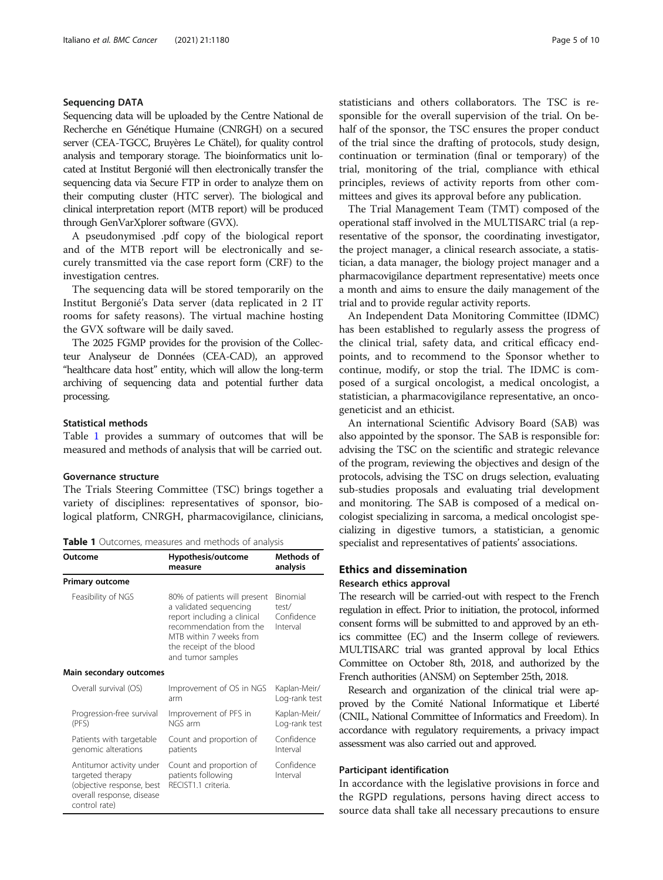### Sequencing DATA

Sequencing data will be uploaded by the Centre National de Recherche en Génétique Humaine (CNRGH) on a secured server (CEA-TGCC, Bruyères Le Châtel), for quality control analysis and temporary storage. The bioinformatics unit located at Institut Bergonié will then electronically transfer the sequencing data via Secure FTP in order to analyze them on their computing cluster (HTC server). The biological and clinical interpretation report (MTB report) will be produced through GenVarXplorer software (GVX).

A pseudonymised .pdf copy of the biological report and of the MTB report will be electronically and securely transmitted via the case report form (CRF) to the investigation centres.

The sequencing data will be stored temporarily on the Institut Bergonié's Data server (data replicated in 2 IT rooms for safety reasons). The virtual machine hosting the GVX software will be daily saved.

The 2025 FGMP provides for the provision of the Collecteur Analyseur de Données (CEA-CAD), an approved "healthcare data host" entity, which will allow the long-term archiving of sequencing data and potential further data processing.

### Statistical methods

Table 1 provides a summary of outcomes that will be measured and methods of analysis that will be carried out.

### Governance structure

The Trials Steering Committee (TSC) brings together a variety of disciplines: representatives of sponsor, biological platform, CNRGH, pharmacovigilance, clinicians, statisticians and others collaborators. The TSC is responsible for the overall supervision of the trial. On behalf of the sponsor, the TSC ensures the proper conduct of the trial since the drafting of protocols, study design, continuation or termination (final or temporary) of the trial, monitoring of the trial, compliance with ethical principles, reviews of activity reports from other committees and gives its approval before any publication.

**Table 1** Outcomes, measures and methods of analysis

| Outcome | Hypothesis/outcome measure | Methods of analysis |
|---|---|---|
| **Primary outcome** | | |
| Feasibility of NGS | 80% of patients will present a validated sequencing report including a clinical recommendation from the MTB within 7 weeks from the receipt of the blood and tumor samples | Binomial test/ Confidence Interval |
| **Main secondary outcomes** | | |
| Overall survival (OS) | Improvement of OS in NGS arm | Kaplan-Meir/ Log-rank test |
| Progression-free survival (PFS) | Improvement of PFS in NGS arm | Kaplan-Meir/ Log-rank test |
| Patients with targetable genomic alterations | Count and proportion of patients | Confidence Interval |
| Antitumor activity under targeted therapy (objective response, best overall response, disease control rate) | Count and proportion of patients following RECIST1.1 criteria. | Confidence Interval |

The Trial Management Team (TMT) composed of the operational staff involved in the MULTISARC trial (a representative of the sponsor, the coordinating investigator, the project manager, a clinical research associate, a statistician, a data manager, the biology project manager and a pharmacovigilance department representative) meets once a month and aims to ensure the daily management of the trial and to provide regular activity reports.

An Independent Data Monitoring Committee (IDMC) has been established to regularly assess the progress of the clinical trial, safety data, and critical efficacy endpoints, and to recommend to the Sponsor whether to continue, modify, or stop the trial. The IDMC is composed of a surgical oncologist, a medical oncologist, a statistician, a pharmacovigilance representative, an oncogeneticist and an ethicist.

An international Scientific Advisory Board (SAB) was also appointed by the sponsor. The SAB is responsible for: advising the TSC on the scientific and strategic relevance of the program, reviewing the objectives and design of the protocols, advising the TSC on drugs selection, evaluating sub-studies proposals and evaluating trial development and monitoring. The SAB is composed of a medical oncologist specializing in sarcoma, a medical oncologist specializing in digestive tumors, a statistician, a genomic specialist and representatives of patients' associations.

## Ethics and dissemination

### Research ethics approval

The research will be carried-out with respect to the French regulation in effect. Prior to initiation, the protocol, informed consent forms will be submitted to and approved by an ethics committee (EC) and the Inserm college of reviewers. MULTISARC trial was granted approval by local Ethics Committee on October 8th, 2018, and authorized by the French authorities (ANSM) on September 25th, 2018.

Research and organization of the clinical trial were approved by the Comité National Informatique et Liberté (CNIL, National Committee of Informatics and Freedom). In accordance with regulatory requirements, a privacy impact assessment was also carried out and approved.

### Participant identification

In accordance with the legislative provisions in force and the RGPD regulations, persons having direct access to source data shall take all necessary precautions to ensure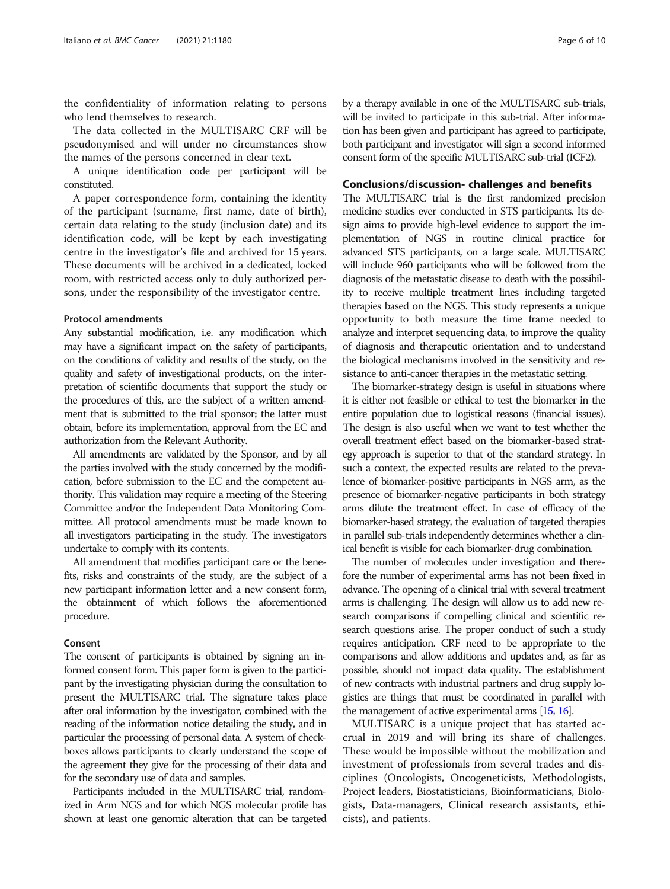the confidentiality of information relating to persons who lend themselves to research.

The data collected in the MULTISARC CRF will be pseudonymised and will under no circumstances show the names of the persons concerned in clear text.

A unique identification code per participant will be constituted.

A paper correspondence form, containing the identity of the participant (surname, first name, date of birth), certain data relating to the study (inclusion date) and its identification code, will be kept by each investigating centre in the investigator's file and archived for 15 years. These documents will be archived in a dedicated, locked room, with restricted access only to duly authorized persons, under the responsibility of the investigator centre.

### Protocol amendments

Any substantial modification, i.e. any modification which may have a significant impact on the safety of participants, on the conditions of validity and results of the study, on the quality and safety of investigational products, on the interpretation of scientific documents that support the study or the procedures of this, are the subject of a written amendment that is submitted to the trial sponsor; the latter must obtain, before its implementation, approval from the EC and authorization from the Relevant Authority.

All amendments are validated by the Sponsor, and by all the parties involved with the study concerned by the modification, before submission to the EC and the competent authority. This validation may require a meeting of the Steering Committee and/or the Independent Data Monitoring Committee. All protocol amendments must be made known to all investigators participating in the study. The investigators undertake to comply with its contents.

All amendment that modifies participant care or the benefits, risks and constraints of the study, are the subject of a new participant information letter and a new consent form, the obtainment of which follows the aforementioned procedure.

### Consent

The consent of participants is obtained by signing an informed consent form. This paper form is given to the participant by the investigating physician during the consultation to present the MULTISARC trial. The signature takes place after oral information by the investigator, combined with the reading of the information notice detailing the study, and in particular the processing of personal data. A system of checkboxes allows participants to clearly understand the scope of the agreement they give for the processing of their data and for the secondary use of data and samples.

Participants included in the MULTISARC trial, randomized in Arm NGS and for which NGS molecular profile has shown at least one genomic alteration that can be targeted by a therapy available in one of the MULTISARC sub-trials, will be invited to participate in this sub-trial. After information has been given and participant has agreed to participate, both participant and investigator will sign a second informed consent form of the specific MULTISARC sub-trial (ICF2).

## Conclusions/discussion- challenges and benefits

The MULTISARC trial is the first randomized precision medicine studies ever conducted in STS participants. Its design aims to provide high-level evidence to support the implementation of NGS in routine clinical practice for advanced STS participants, on a large scale. MULTISARC will include 960 participants who will be followed from the diagnosis of the metastatic disease to death with the possibility to receive multiple treatment lines including targeted therapies based on the NGS. This study represents a unique opportunity to both measure the time frame needed to analyze and interpret sequencing data, to improve the quality of diagnosis and therapeutic orientation and to understand the biological mechanisms involved in the sensitivity and resistance to anti-cancer therapies in the metastatic setting.

The biomarker-strategy design is useful in situations where it is either not feasible or ethical to test the biomarker in the entire population due to logistical reasons (financial issues). The design is also useful when we want to test whether the overall treatment effect based on the biomarker-based strategy approach is superior to that of the standard strategy. In such a context, the expected results are related to the prevalence of biomarker-positive participants in NGS arm, as the presence of biomarker-negative participants in both strategy arms dilute the treatment effect. In case of efficacy of the biomarker-based strategy, the evaluation of targeted therapies in parallel sub-trials independently determines whether a clinical benefit is visible for each biomarker-drug combination.

The number of molecules under investigation and therefore the number of experimental arms has not been fixed in advance. The opening of a clinical trial with several treatment arms is challenging. The design will allow us to add new research comparisons if compelling clinical and scientific research questions arise. The proper conduct of such a study requires anticipation. CRF need to be appropriate to the comparisons and allow additions and updates and, as far as possible, should not impact data quality. The establishment of new contracts with industrial partners and drug supply logistics are things that must be coordinated in parallel with the management of active experimental arms [15, 16].

MULTISARC is a unique project that has started accrual in 2019 and will bring its share of challenges. These would be impossible without the mobilization and investment of professionals from several trades and disciplines (Oncologists, Oncogeneticists, Methodologists, Project leaders, Biostatisticians, Bioinformaticians, Biologists, Data-managers, Clinical research assistants, ethicists), and patients.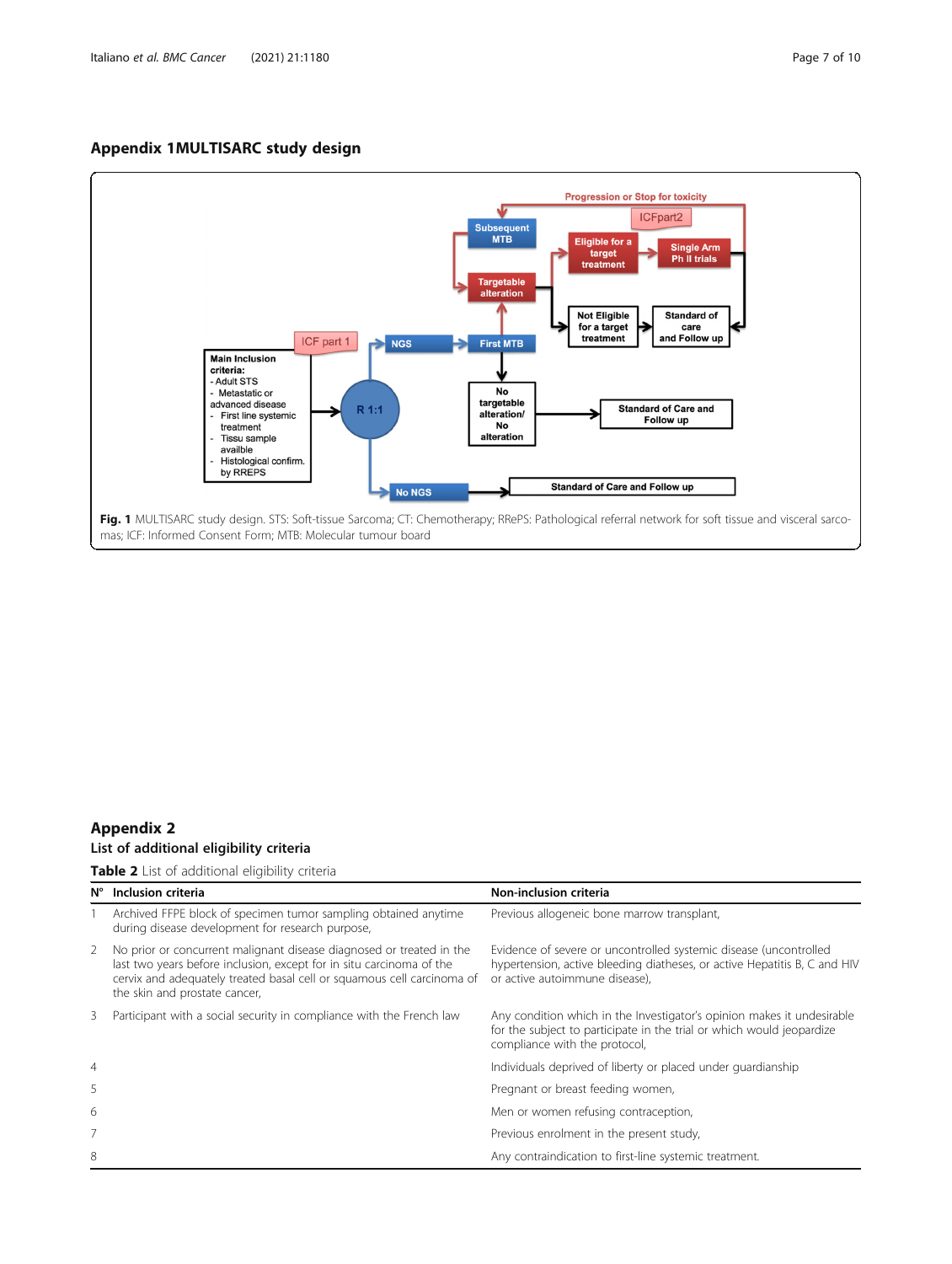## Appendix 1MULTISARC study design

**Fig. 1** MULTISARC study design. STS: Soft-tissue Sarcoma; CT: Chemotherapy; RRePS: Pathological referral network for soft tissue and visceral sarcomas; ICF: Informed Consent Form; MTB: Molecular tumour board

## Appendix 2

### List of additional eligibility criteria

**Table 2** List of additional eligibility criteria

| N° | Inclusion criteria | Non-inclusion criteria |
|---|---|---|
| 1 | Archived FFPE block of specimen tumor sampling obtained anytime during disease development for research purpose, | Previous allogeneic bone marrow transplant, |
| 2 | No prior or concurrent malignant disease diagnosed or treated in the last two years before inclusion, except for in situ carcinoma of the cervix and adequately treated basal cell or squamous cell carcinoma of the skin and prostate cancer, | Evidence of severe or uncontrolled systemic disease (uncontrolled hypertension, active bleeding diatheses, or active Hepatitis B, C and HIV or active autoimmune disease), |
| 3 | Participant with a social security in compliance with the French law | Any condition which in the Investigator's opinion makes it undesirable for the subject to participate in the trial or which would jeopardize compliance with the protocol, |
| 4 | | Individuals deprived of liberty or placed under guardianship |
| 5 | | Pregnant or breast feeding women, |
| 6 | | Men or women refusing contraception, |
| 7 | | Previous enrolment in the present study, |
| 8 | | Any contraindication to first-line systemic treatment. |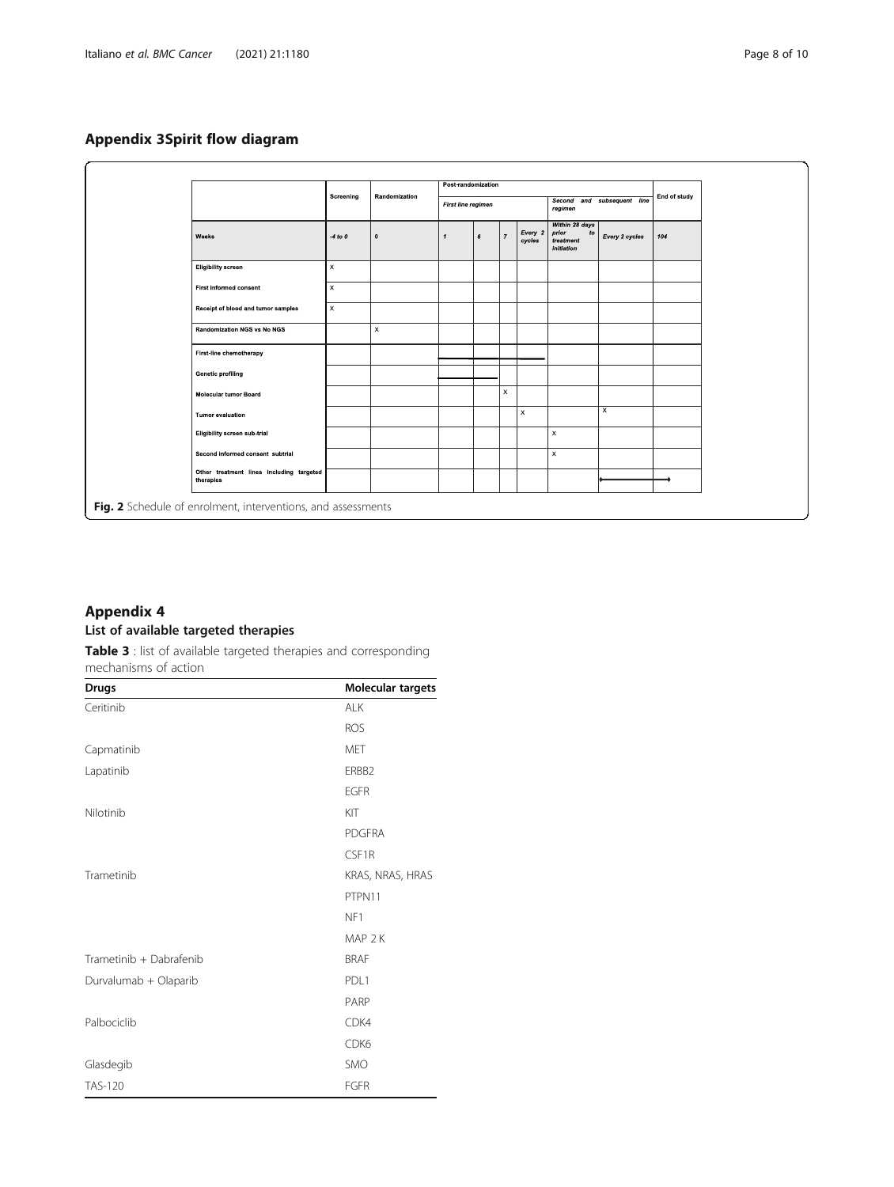## Appendix 3Spirit flow diagram

| | Screening | Randomization | Post-randomization | | | | | | End of study |
|---|---|---|---|---|---|---|---|---|---|
| | | | *First line regimen* | | | | *Second and subsequent line regimen* | | |
| **Weeks** | *-4 to 0* | *0* | *1* | *6* | *7* | *Every 2 cycles* | *Within 28 days prior to treatment initiation* | *Every 2 cycles* | *104* |
| **Eligibility screen** | x | | | | | | | | |
| **First informed consent** | x | | | | | | | | |
| **Receipt of blood and tumor samples** | x | | | | | | | | |
| **Randomization NGS vs No NGS** | | x | | | | | | | |
| **First-line chemotherapy** | | | ——— | ——— | ——— | ——— | | | |
| **Genetic profiling** | | | ——— | ——— | | | | | |
| **Molecular tumor Board** | | | | | x | | | | |
| **Tumor evaluation** | | | | | | x | | x | |
| **Eligibility screen sub-trial** | | | | | | | x | | |
| **Second informed consent subtrial** | | | | | | | x | | |
| **Other treatment lines including targeted therapies** | | | | | | | | ——— | ——— |

**Fig. 2** Schedule of enrolment, interventions, and assessments

## Appendix 4

### List of available targeted therapies

**Table 3** : list of available targeted therapies and corresponding mechanisms of action

| Drugs | Molecular targets |
|---|---|
| Ceritinib | ALK |
| | ROS |
| Capmatinib | MET |
| Lapatinib | ERBB2 |
| | EGFR |
| Nilotinib | KIT |
| | PDGFRA |
| | CSF1R |
| Trametinib | KRAS, NRAS, HRAS |
| | PTPN11 |
| | NF1 |
| | MAP 2 K |
| Trametinib + Dabrafenib | BRAF |
| Durvalumab + Olaparib | PDL1 |
| | PARP |
| Palbociclib | CDK4 |
| | CDK6 |
| Glasdegib | SMO |
| TAS-120 | FGFR |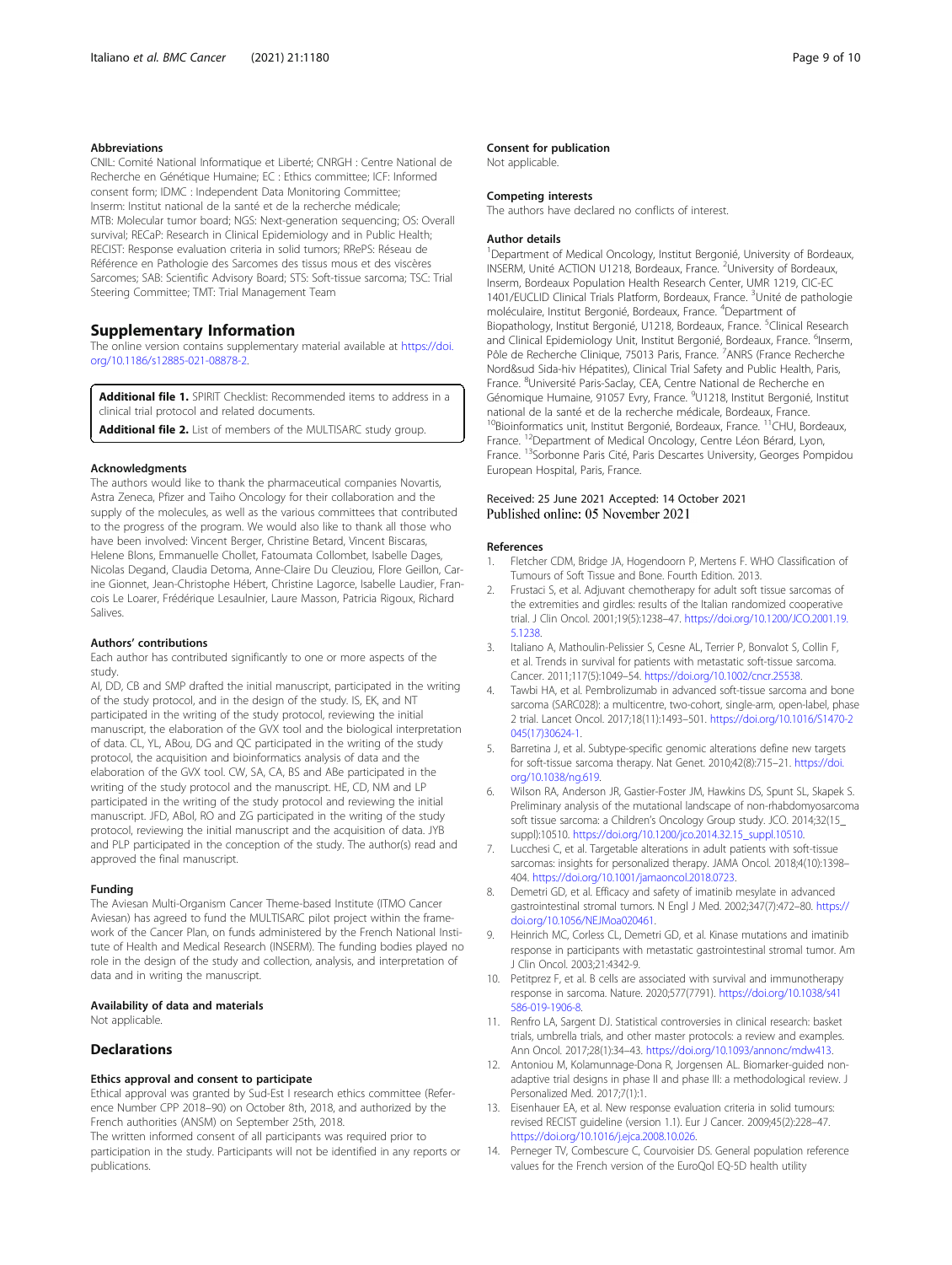### Abbreviations

CNIL: Comité National Informatique et Liberté; CNRGH : Centre National de Recherche en Génétique Humaine; EC : Ethics committee; ICF: Informed consent form; IDMC : Independent Data Monitoring Committee; Inserm: Institut national de la santé et de la recherche médicale; MTB: Molecular tumor board; NGS: Next-generation sequencing; OS: Overall survival; RECaP: Research in Clinical Epidemiology and in Public Health; RECIST: Response evaluation criteria in solid tumors; RRePS: Réseau de Référence en Pathologie des Sarcomes des tissus mous et des viscères Sarcomes; SAB: Scientific Advisory Board; STS: Soft-tissue sarcoma; TSC: Trial Steering Committee; TMT: Trial Management Team

## Supplementary Information

The online version contains supplementary material available at https://doi.org/10.1186/s12885-021-08878-2.

**Additional file 1.** SPIRIT Checklist: Recommended items to address in a clinical trial protocol and related documents.

**Additional file 2.** List of members of the MULTISARC study group.

### Acknowledgments

The authors would like to thank the pharmaceutical companies Novartis, Astra Zeneca, Pfizer and Taiho Oncology for their collaboration and the supply of the molecules, as well as the various committees that contributed to the progress of the program. We would also like to thank all those who have been involved: Vincent Berger, Christine Betard, Vincent Biscaras, Helene Blons, Emmanuelle Chollet, Fatoumata Collombet, Isabelle Dages, Nicolas Degand, Claudia Detoma, Anne-Claire Du Cleuziou, Flore Geillon, Carine Gionnet, Jean-Christophe Hébert, Christine Lagorce, Isabelle Laudier, Francois Le Loarer, Frédérique Lesaulnier, Laure Masson, Patricia Rigoux, Richard Salives.

### Authors' contributions

Each author has contributed significantly to one or more aspects of the study.

AI, DD, CB and SMP drafted the initial manuscript, participated in the writing of the study protocol, and in the design of the study. IS, EK, and NT participated in the writing of the study protocol, reviewing the initial manuscript, the elaboration of the GVX tool and the biological interpretation of data. CL, YL, ABou, DG and QC participated in the writing of the study protocol, the acquisition and bioinformatics analysis of data and the elaboration of the GVX tool. CW, SA, CA, BS and ABe participated in the writing of the study protocol and the manuscript. HE, CD, NM and LP participated in the writing of the study protocol and reviewing the initial manuscript. JFD, ABol, RO and ZG participated in the writing of the study protocol, reviewing the initial manuscript and the acquisition of data. JYB and PLP participated in the conception of the study. The author(s) read and approved the final manuscript.

### Funding

The Aviesan Multi-Organism Cancer Theme-based Institute (ITMO Cancer Aviesan) has agreed to fund the MULTISARC pilot project within the framework of the Cancer Plan, on funds administered by the French National Institute of Health and Medical Research (INSERM). The funding bodies played no role in the design of the study and collection, analysis, and interpretation of data and in writing the manuscript.

### Availability of data and materials

Not applicable.

## Declarations

### Ethics approval and consent to participate

Ethical approval was granted by Sud-Est I research ethics committee (Reference Number CPP 2018–90) on October 8th, 2018, and authorized by the French authorities (ANSM) on September 25th, 2018.

The written informed consent of all participants was required prior to participation in the study. Participants will not be identified in any reports or publications.

### Consent for publication

Not applicable.

### Competing interests

The authors have declared no conflicts of interest.

### Author details

[1]Department of Medical Oncology, Institut Bergonié, University of Bordeaux, INSERM, Unité ACTION U1218, Bordeaux, France. [2]University of Bordeaux, Inserm, Bordeaux Population Health Research Center, UMR 1219, CIC-EC 1401/EUCLID Clinical Trials Platform, Bordeaux, France. [3]Unité de pathologie moléculaire, Institut Bergonié, Bordeaux, France. [4]Department of Biopathology, Institut Bergonié, U1218, Bordeaux, France. [5]Clinical Research and Clinical Epidemiology Unit, Institut Bergonié, Bordeaux, France. [6]Inserm, Pôle de Recherche Clinique, 75013 Paris, France. [7]ANRS (France Recherche Nord&sud Sida-hiv Hépatites), Clinical Trial Safety and Public Health, Paris, France. [8]Université Paris-Saclay, CEA, Centre National de Recherche en Génomique Humaine, 91057 Evry, France. [9]U1218, Institut Bergonié, Institut national de la santé et de la recherche médicale, Bordeaux, France. [10]Bioinformatics unit, Institut Bergonié, Bordeaux, France. [11]CHU, Bordeaux, France. [12]Department of Medical Oncology, Centre Léon Bérard, Lyon, France. [13]Sorbonne Paris Cité, Paris Descartes University, Georges Pompidou European Hospital, Paris, France.

Received: 25 June 2021 Accepted: 14 October 2021
Published online: 05 November 2021

### References

1. Fletcher CDM, Bridge JA, Hogendoorn P, Mertens F. WHO Classification of Tumours of Soft Tissue and Bone. Fourth Edition. 2013.
2. Frustaci S, et al. Adjuvant chemotherapy for adult soft tissue sarcomas of the extremities and girdles: results of the Italian randomized cooperative trial. J Clin Oncol. 2001;19(5):1238–47. https://doi.org/10.1200/JCO.2001.19.5.1238.
3. Italiano A, Mathoulin-Pelissier S, Cesne AL, Terrier P, Bonvalot S, Collin F, et al. Trends in survival for patients with metastatic soft-tissue sarcoma. Cancer. 2011;117(5):1049–54. https://doi.org/10.1002/cncr.25538.
4. Tawbi HA, et al. Pembrolizumab in advanced soft-tissue sarcoma and bone sarcoma (SARC028): a multicentre, two-cohort, single-arm, open-label, phase 2 trial. Lancet Oncol. 2017;18(11):1493–501. https://doi.org/10.1016/S1470-2045(17)30624-1.
5. Barretina J, et al. Subtype-specific genomic alterations define new targets for soft-tissue sarcoma therapy. Nat Genet. 2010;42(8):715–21. https://doi.org/10.1038/ng.619.
6. Wilson RA, Anderson JR, Gastier-Foster JM, Hawkins DS, Spunt SL, Skapek S. Preliminary analysis of the mutational landscape of non-rhabdomyosarcoma soft tissue sarcoma: a Children's Oncology Group study. JCO. 2014;32(15_suppl):10510. https://doi.org/10.1200/jco.2014.32.15_suppl.10510.
7. Lucchesi C, et al. Targetable alterations in adult patients with soft-tissue sarcomas: insights for personalized therapy. JAMA Oncol. 2018;4(10):1398–404. https://doi.org/10.1001/jamaoncol.2018.0723.
8. Demetri GD, et al. Efficacy and safety of imatinib mesylate in advanced gastrointestinal stromal tumors. N Engl J Med. 2002;347(7):472–80. https://doi.org/10.1056/NEJMoa020461.
9. Heinrich MC, Corless CL, Demetri GD, et al. Kinase mutations and imatinib response in participants with metastatic gastrointestinal stromal tumor. Am J Clin Oncol. 2003;21:4342-9.
10. Petitprez F, et al. B cells are associated with survival and immunotherapy response in sarcoma. Nature. 2020;577(7791). https://doi.org/10.1038/s41586-019-1906-8.
11. Renfro LA, Sargent DJ. Statistical controversies in clinical research: basket trials, umbrella trials, and other master protocols: a review and examples. Ann Oncol. 2017;28(1):34–43. https://doi.org/10.1093/annonc/mdw413.
12. Antoniou M, Kolamunnage-Dona R, Jorgensen AL. Biomarker-guided non-adaptive trial designs in phase II and phase III: a methodological review. J Personalized Med. 2017;7(1):1.
13. Eisenhauer EA, et al. New response evaluation criteria in solid tumours: revised RECIST guideline (version 1.1). Eur J Cancer. 2009;45(2):228–47. https://doi.org/10.1016/j.ejca.2008.10.026.
14. Perneger TV, Combescure C, Courvoisier DS. General population reference values for the French version of the EuroQol EQ-5D health utility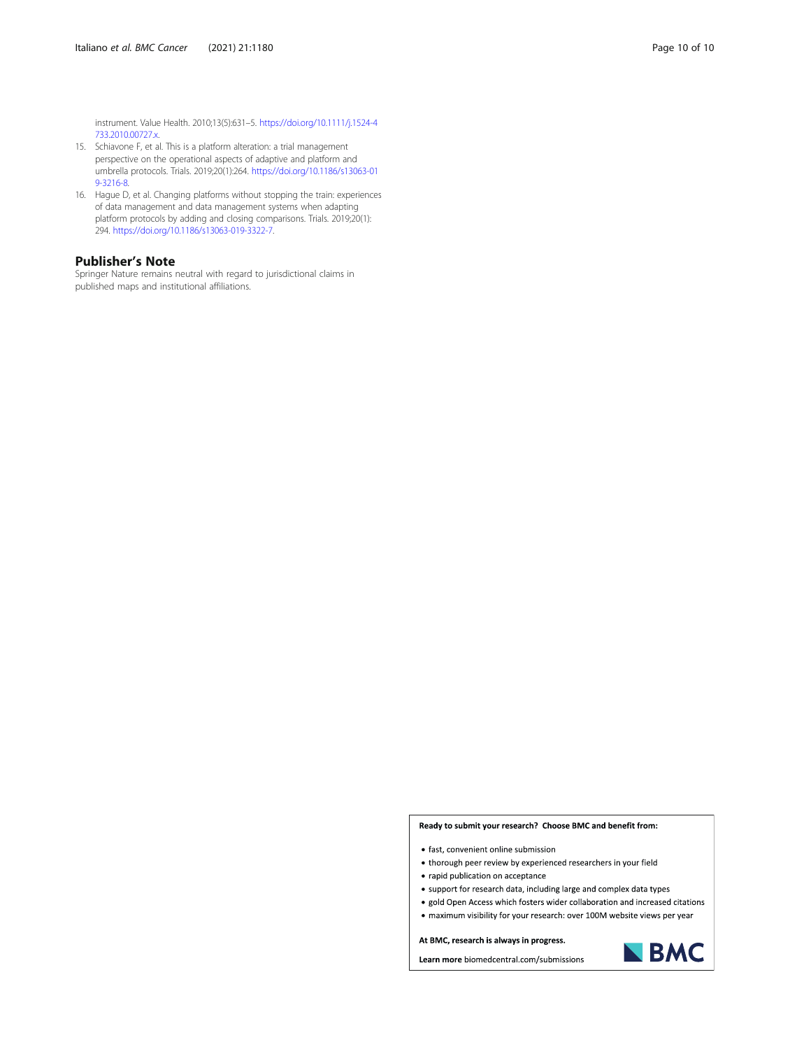instrument. Value Health. 2010;13(5):631–5. https://doi.org/10.1111/j.1524-4733.2010.00727.x.

15. Schiavone F, et al. This is a platform alteration: a trial management perspective on the operational aspects of adaptive and platform and umbrella protocols. Trials. 2019;20(1):264. https://doi.org/10.1186/s13063-019-3216-8.
16. Hague D, et al. Changing platforms without stopping the train: experiences of data management and data management systems when adapting platform protocols by adding and closing comparisons. Trials. 2019;20(1): 294. https://doi.org/10.1186/s13063-019-3322-7.

## Publisher's Note

Springer Nature remains neutral with regard to jurisdictional claims in published maps and institutional affiliations.

**Ready to submit your research? Choose BMC and benefit from:**

- fast, convenient online submission
- thorough peer review by experienced researchers in your field
- rapid publication on acceptance
- support for research data, including large and complex data types
- gold Open Access which fosters wider collaboration and increased citations
- maximum visibility for your research: over 100M website views per year

**At BMC, research is always in progress.**

**Learn more** biomedcentral.com/submissions

BMC